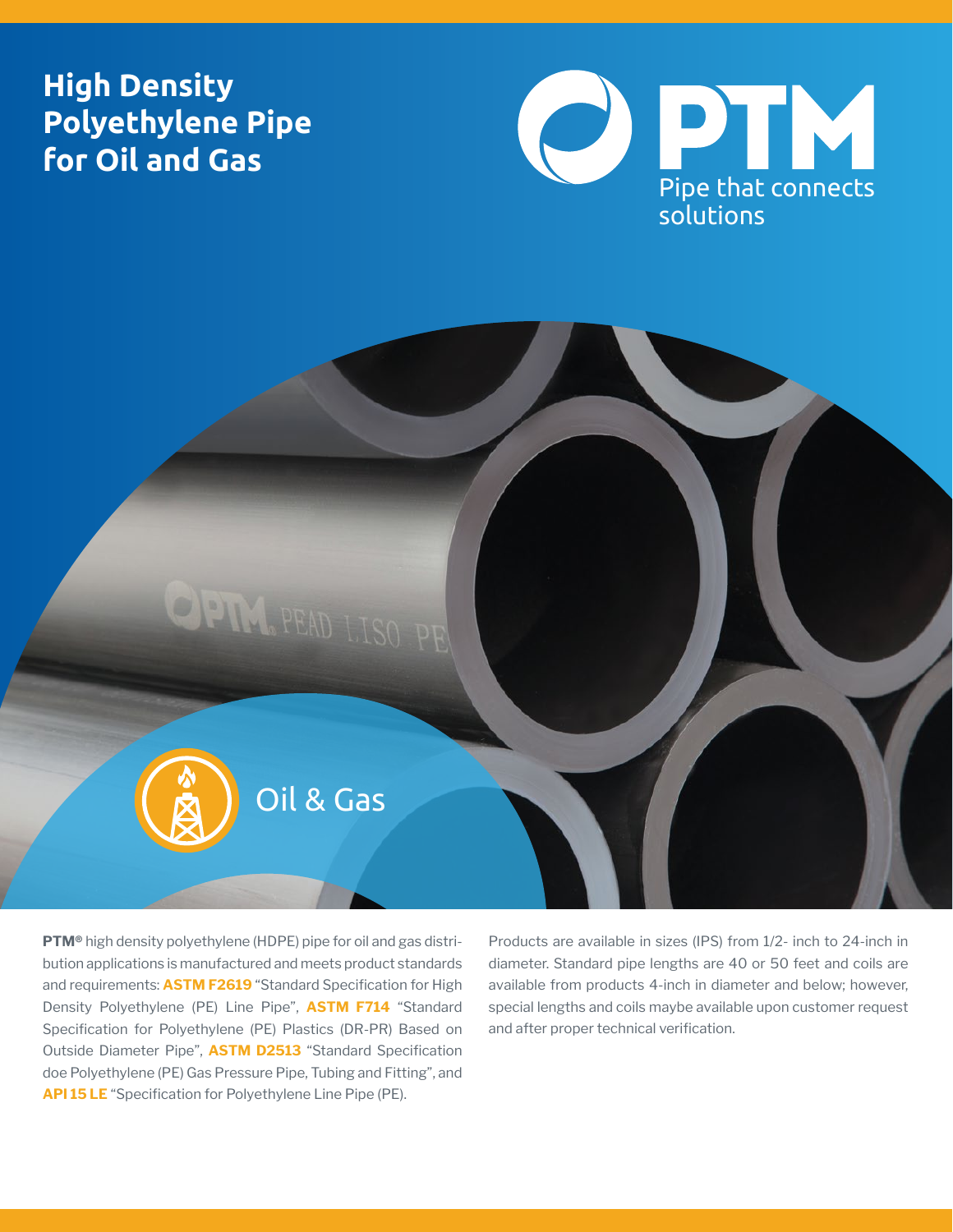# High Density Polyethylene Pipe for Oil and Gas

PTM

Pipe that connects solutions

Oil & Gas

**PTM®** high density polyethylene (HDPE) pipe for oil and gas distribution applications is manufactured and meets product standards and requirements: **ASTM F2619** "Standard Specification for High Density Polyethylene (PE) Line Pipe", **ASTM F714** "Standard Specification for Polyethylene (PE) Plastics (DR-PR) Based on Outside Diameter Pipe", **ASTM D2513** "Standard Specification doe Polyethylene (PE) Gas Pressure Pipe, Tubing and Fitting", and **API 15 LE** "Specification for Polyethylene Line Pipe (PE).

Products are available in sizes (IPS) from 1/2- inch to 24-inch in diameter. Standard pipe lengths are 40 or 50 feet and coils are available from products 4-inch in diameter and below; however, special lengths and coils maybe available upon customer request and after proper technical verification.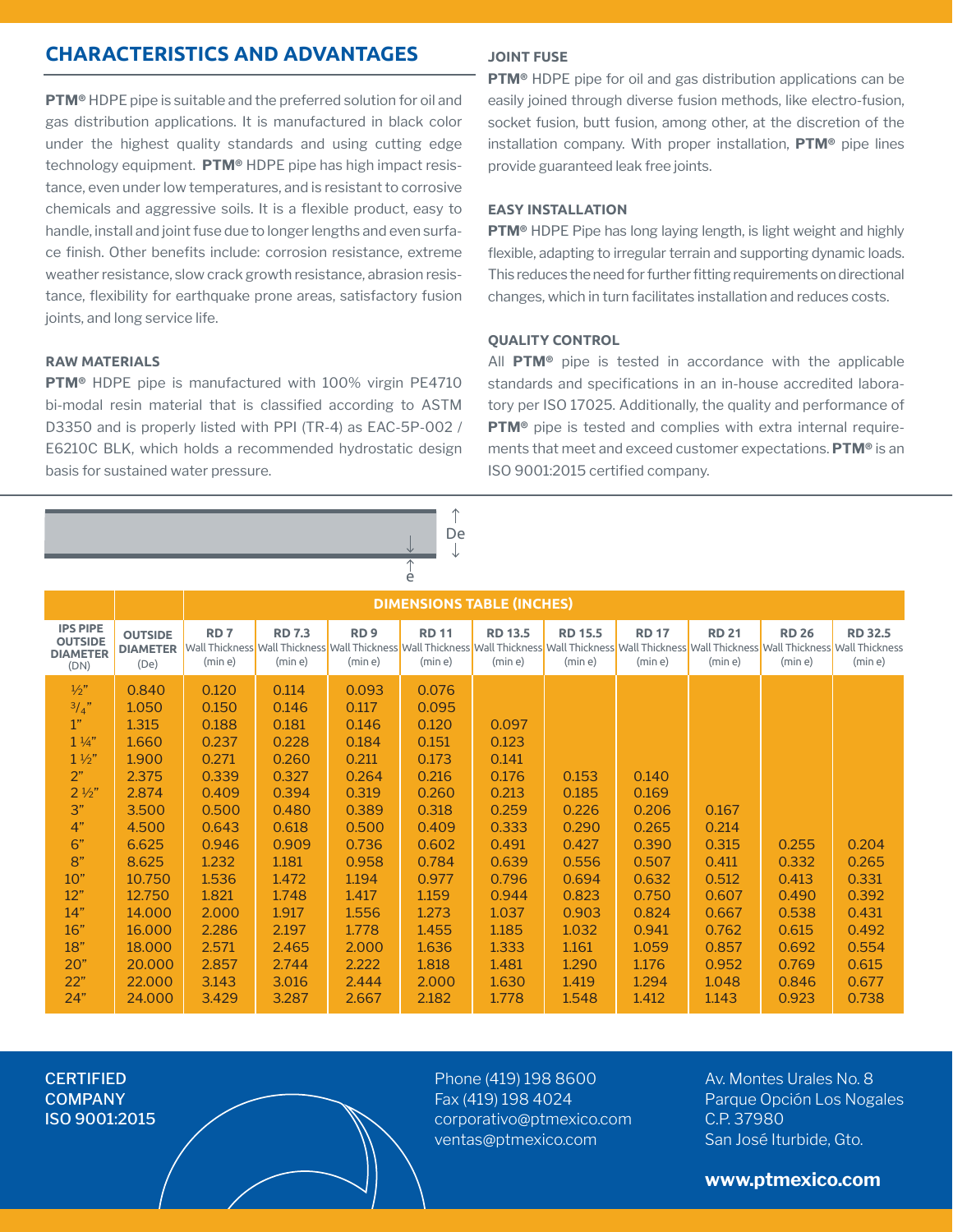## CHARACTERISTICS AND ADVANTAGES

**PTM®** HDPE pipe is suitable and the preferred solution for oil and gas distribution applications. It is manufactured in black color under the highest quality standards and using cutting edge technology equipment. **PTM®** HDPE pipe has high impact resistance, even under low temperatures, and is resistant to corrosive chemicals and aggressive soils. It is a flexible product, easy to handle, install and joint fuse due to longer lengths and even surface finish. Other benefits include: corrosion resistance, extreme weather resistance, slow crack growth resistance, abrasion resistance, flexibility for earthquake prone areas, satisfactory fusion joints, and long service life.

### RAW MATERIALS

**PTM®** HDPE pipe is manufactured with 100% virgin PE4710 bi-modal resin material that is classified according to ASTM D3350 and is properly listed with PPI (TR-4) as EAC-5P-002 / E6210C BLK, which holds a recommended hydrostatic design basis for sustained water pressure.

### JOINT FUSE

**PTM®** HDPE pipe for oil and gas distribution applications can be easily joined through diverse fusion methods, like electro-fusion, socket fusion, butt fusion, among other, at the discretion of the installation company. With proper installation, **PTM®** pipe lines provide guaranteed leak free joints.

### EASY INSTALLATION

**PTM®** HDPE Pipe has long laying length, is light weight and highly flexible, adapting to irregular terrain and supporting dynamic loads. This reduces the need for further fitting requirements on directional changes, which in turn facilitates installation and reduces costs.

### QUALITY CONTROL

All **PTM®** pipe is tested in accordance with the applicable standards and specifications in an in-house accredited laboratory per ISO 17025. Additionally, the quality and performance of **PTM®** pipe is tested and complies with extra internal requirements that meet and exceed customer expectations. **PTM®** is an ISO 9001:2015 certified company.

De

e

| | | DIMENSIONS TABLE (INCHES) | | | | | | | | | |
|---|---|---|---|---|---|---|---|---|---|---|---|
| **IPS PIPE OUTSIDE DIAMETER** (DN) | **OUTSIDE DIAMETER** (De) | **RD 7** Wall Thickness (min e) | **RD 7.3** Wall Thickness (min e) | **RD 9** Wall Thickness (min e) | **RD 11** Wall Thickness (min e) | **RD 13.5** Wall Thickness (min e) | **RD 15.5** Wall Thickness (min e) | **RD 17** Wall Thickness (min e) | **RD 21** Wall Thickness (min e) | **RD 26** Wall Thickness (min e) | **RD 32.5** Wall Thickness (min e) |
| ½" | 0.840 | 0.120 | 0.114 | 0.093 | 0.076 | | | | | | |
| ¾" | 1.050 | 0.150 | 0.146 | 0.117 | 0.095 | | | | | | |
| 1" | 1.315 | 0.188 | 0.181 | 0.146 | 0.120 | 0.097 | | | | | |
| 1 ¼" | 1.660 | 0.237 | 0.228 | 0.184 | 0.151 | 0.123 | | | | | |
| 1 ½" | 1.900 | 0.271 | 0.260 | 0.211 | 0.173 | 0.141 | | | | | |
| 2" | 2.375 | 0.339 | 0.327 | 0.264 | 0.216 | 0.176 | 0.153 | 0.140 | | | |
| 2 ½" | 2.874 | 0.409 | 0.394 | 0.319 | 0.260 | 0.213 | 0.185 | 0.169 | | | |
| 3" | 3.500 | 0.500 | 0.480 | 0.389 | 0.318 | 0.259 | 0.226 | 0.206 | 0.167 | | |
| 4" | 4.500 | 0.643 | 0.618 | 0.500 | 0.409 | 0.333 | 0.290 | 0.265 | 0.214 | | |
| 6" | 6.625 | 0.946 | 0.909 | 0.736 | 0.602 | 0.491 | 0.427 | 0.390 | 0.315 | 0.255 | 0.204 |
| 8" | 8.625 | 1.232 | 1.181 | 0.958 | 0.784 | 0.639 | 0.556 | 0.507 | 0.411 | 0.332 | 0.265 |
| 10" | 10.750 | 1.536 | 1.472 | 1.194 | 0.977 | 0.796 | 0.694 | 0.632 | 0.512 | 0.413 | 0.331 |
| 12" | 12.750 | 1.821 | 1.748 | 1.417 | 1.159 | 0.944 | 0.823 | 0.750 | 0.607 | 0.490 | 0.392 |
| 14" | 14.000 | 2.000 | 1.917 | 1.556 | 1.273 | 1.037 | 0.903 | 0.824 | 0.667 | 0.538 | 0.431 |
| 16" | 16.000 | 2.286 | 2.197 | 1.778 | 1.455 | 1.185 | 1.032 | 0.941 | 0.762 | 0.615 | 0.492 |
| 18" | 18.000 | 2.571 | 2.465 | 2.000 | 1.636 | 1.333 | 1.161 | 1.059 | 0.857 | 0.692 | 0.554 |
| 20" | 20.000 | 2.857 | 2.744 | 2.222 | 1.818 | 1.481 | 1.290 | 1.176 | 0.952 | 0.769 | 0.615 |
| 22" | 22.000 | 3.143 | 3.016 | 2.444 | 2.000 | 1.630 | 1.419 | 1.294 | 1.048 | 0.846 | 0.677 |
| 24" | 24.000 | 3.429 | 3.287 | 2.667 | 2.182 | 1.778 | 1.548 | 1.412 | 1.143 | 0.923 | 0.738 |

CERTIFIED COMPANY
ISO 9001:2015

Phone (419) 198 8600
Fax (419) 198 4024
corporativo@ptmexico.com
ventas@ptmexico.com

Av. Montes Urales No. 8
Parque Opción Los Nogales
C.P. 37980
San José Iturbide, Gto.

**www.ptmexico.com**